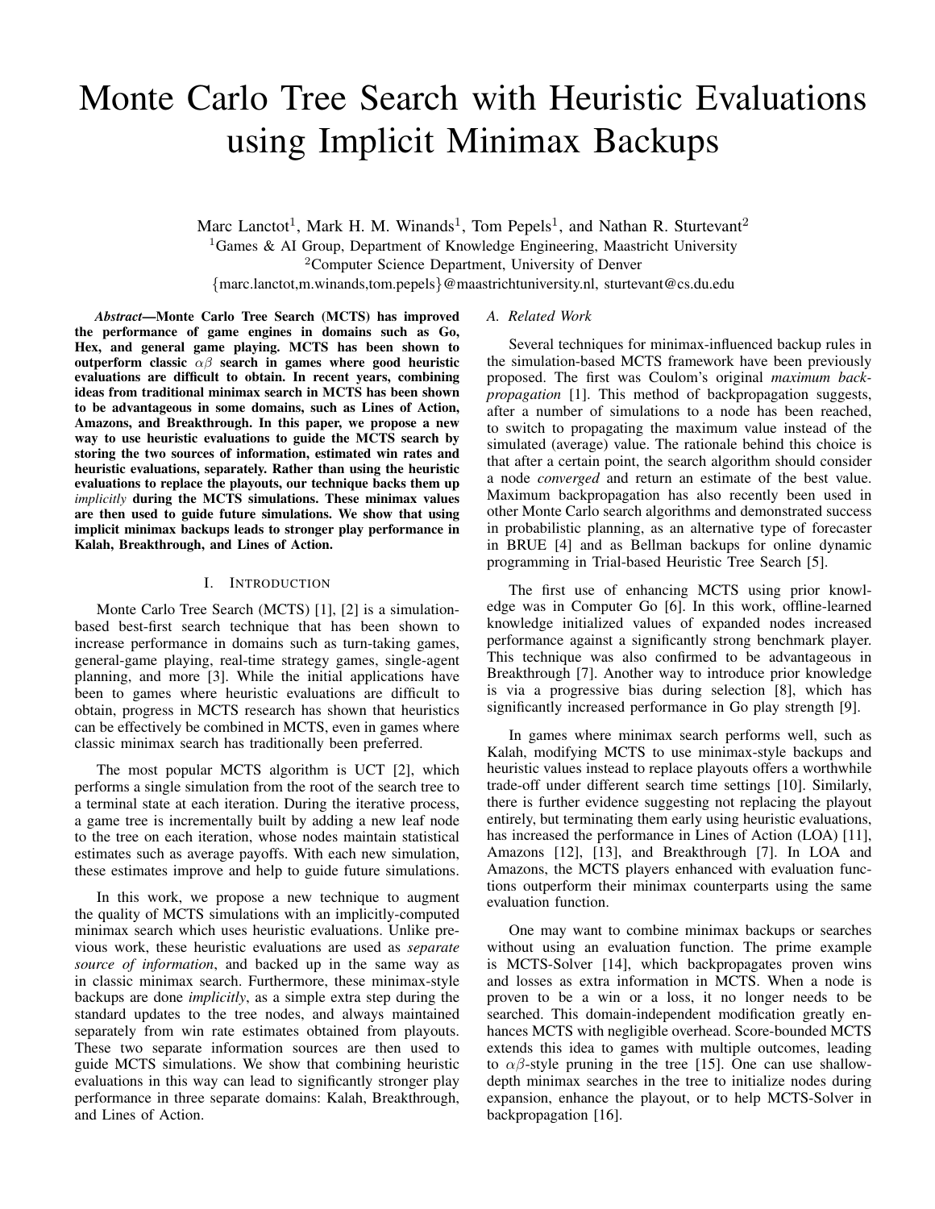# Monte Carlo Tree Search with Heuristic Evaluations using Implicit Minimax Backups

Marc Lanctot[1], Mark H. M. Winands[1], Tom Pepels[1], and Nathan R. Sturtevant[2]

[1]Games & AI Group, Department of Knowledge Engineering, Maastricht University

[2]Computer Science Department, University of Denver

{marc.lanctot,m.winands,tom.pepels}@maastrichtuniversity.nl, sturtevant@cs.du.edu

***Abstract*—Monte Carlo Tree Search (MCTS) has improved the performance of game engines in domains such as Go, Hex, and general game playing. MCTS has been shown to outperform classic $\alpha\beta$ search in games where good heuristic evaluations are difficult to obtain. In recent years, combining ideas from traditional minimax search in MCTS has been shown to be advantageous in some domains, such as Lines of Action, Amazons, and Breakthrough. In this paper, we propose a new way to use heuristic evaluations to guide the MCTS search by storing the two sources of information, estimated win rates and heuristic evaluations, separately. Rather than using the heuristic evaluations to replace the playouts, our technique backs them up *implicitly* during the MCTS simulations. These minimax values are then used to guide future simulations. We show that using implicit minimax backups leads to stronger play performance in Kalah, Breakthrough, and Lines of Action.**

## I. Introduction

Monte Carlo Tree Search (MCTS) [1], [2] is a simulation-based best-first search technique that has been shown to increase performance in domains such as turn-taking games, general-game playing, real-time strategy games, single-agent planning, and more [3]. While the initial applications have been to games where heuristic evaluations are difficult to obtain, progress in MCTS research has shown that heuristics can be effectively be combined in MCTS, even in games where classic minimax search has traditionally been preferred.

The most popular MCTS algorithm is UCT [2], which performs a single simulation from the root of the search tree to a terminal state at each iteration. During the iterative process, a game tree is incrementally built by adding a new leaf node to the tree on each iteration, whose nodes maintain statistical estimates such as average payoffs. With each new simulation, these estimates improve and help to guide future simulations.

In this work, we propose a new technique to augment the quality of MCTS simulations with an implicitly-computed minimax search which uses heuristic evaluations. Unlike previous work, these heuristic evaluations are used as *separate source of information*, and backed up in the same way as in classic minimax search. Furthermore, these minimax-style backups are done *implicitly*, as a simple extra step during the standard updates to the tree nodes, and always maintained separately from win rate estimates obtained from playouts. These two separate information sources are then used to guide MCTS simulations. We show that combining heuristic evaluations in this way can lead to significantly stronger play performance in three separate domains: Kalah, Breakthrough, and Lines of Action.

### A. Related Work

Several techniques for minimax-influenced backup rules in the simulation-based MCTS framework have been previously proposed. The first was Coulom's original *maximum backpropagation* [1]. This method of backpropagation suggests, after a number of simulations to a node has been reached, to switch to propagating the maximum value instead of the simulated (average) value. The rationale behind this choice is that after a certain point, the search algorithm should consider a node *converged* and return an estimate of the best value. Maximum backpropagation has also recently been used in other Monte Carlo search algorithms and demonstrated success in probabilistic planning, as an alternative type of forecaster in BRUE [4] and as Bellman backups for online dynamic programming in Trial-based Heuristic Tree Search [5].

The first use of enhancing MCTS using prior knowledge was in Computer Go [6]. In this work, offline-learned knowledge initialized values of expanded nodes increased performance against a significantly strong benchmark player. This technique was also confirmed to be advantageous in Breakthrough [7]. Another way to introduce prior knowledge is via a progressive bias during selection [8], which has significantly increased performance in Go play strength [9].

In games where minimax search performs well, such as Kalah, modifying MCTS to use minimax-style backups and heuristic values instead to replace playouts offers a worthwhile trade-off under different search time settings [10]. Similarly, there is further evidence suggesting not replacing the playout entirely, but terminating them early using heuristic evaluations, has increased the performance in Lines of Action (LOA) [11], Amazons [12], [13], and Breakthrough [7]. In LOA and Amazons, the MCTS players enhanced with evaluation functions outperform their minimax counterparts using the same evaluation function.

One may want to combine minimax backups or searches without using an evaluation function. The prime example is MCTS-Solver [14], which backpropagates proven wins and losses as extra information in MCTS. When a node is proven to be a win or a loss, it no longer needs to be searched. This domain-independent modification greatly enhances MCTS with negligible overhead. Score-bounded MCTS extends this idea to games with multiple outcomes, leading to $\alpha\beta$-style pruning in the tree [15]. One can use shallow-depth minimax searches in the tree to initialize nodes during expansion, enhance the playout, or to help MCTS-Solver in backpropagation [16].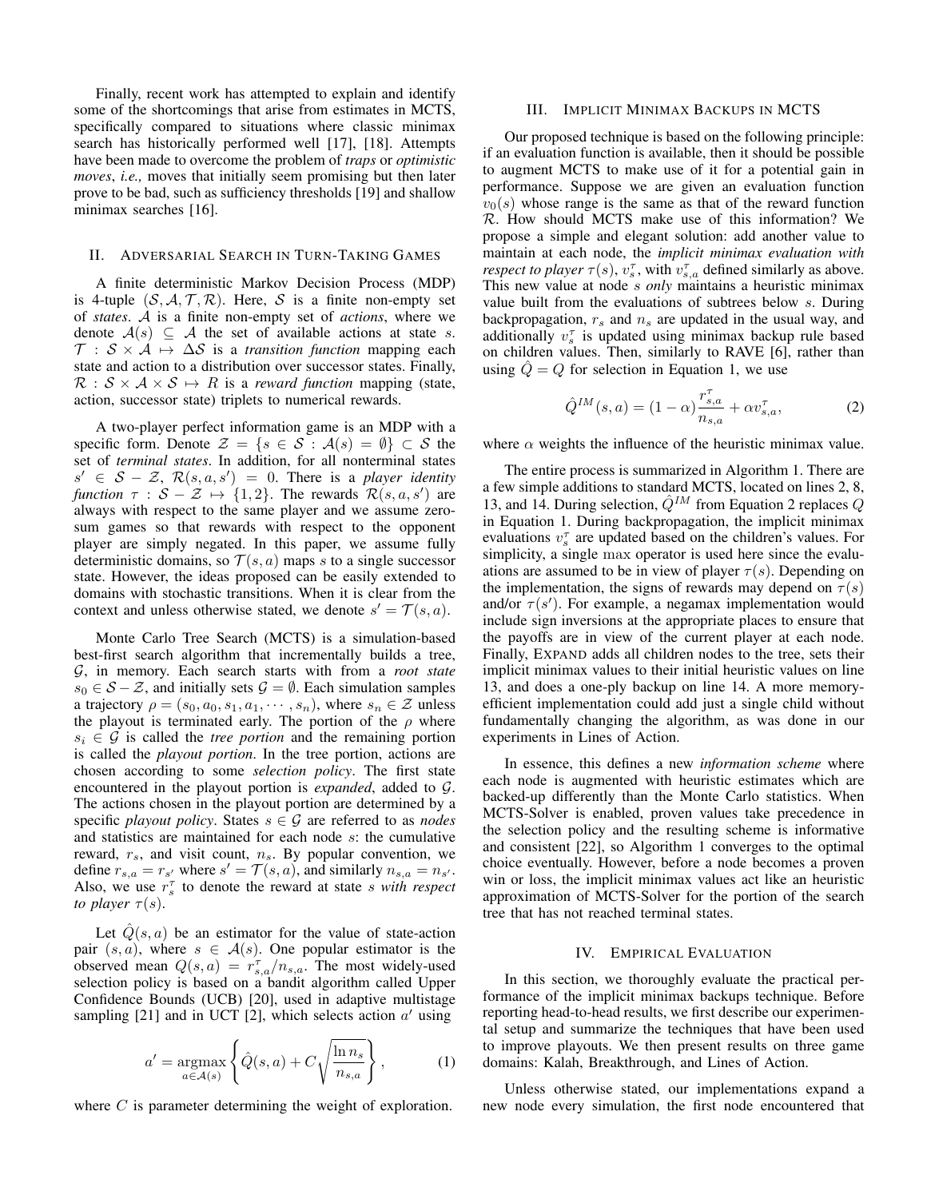Finally, recent work has attempted to explain and identify some of the shortcomings that arise from estimates in MCTS, specifically compared to situations where classic minimax search has historically performed well [17], [18]. Attempts have been made to overcome the problem of *traps* or *optimistic moves*, *i.e.,* moves that initially seem promising but then later prove to be bad, such as sufficiency thresholds [19] and shallow minimax searches [16].

## II. Adversarial Search in Turn-Taking Games

A finite deterministic Markov Decision Process (MDP) is 4-tuple $(\mathcal{S}, \mathcal{A}, \mathcal{T}, \mathcal{R})$. Here, $\mathcal{S}$ is a finite non-empty set of *states*. $\mathcal{A}$ is a finite non-empty set of *actions*, where we denote $\mathcal{A}(s) \subseteq \mathcal{A}$ the set of available actions at state $s$. $\mathcal{T} : \mathcal{S} \times \mathcal{A} \mapsto \Delta\mathcal{S}$ is a *transition function* mapping each state and action to a distribution over successor states. Finally, $\mathcal{R} : \mathcal{S} \times \mathcal{A} \times \mathcal{S} \mapsto R$ is a *reward function* mapping (state, action, successor state) triplets to numerical rewards.

A two-player perfect information game is an MDP with a specific form. Denote $\mathcal{Z} = \{s \in \mathcal{S} : \mathcal{A}(s) = \emptyset\} \subset \mathcal{S}$ the set of *terminal states*. In addition, for all nonterminal states $s' \in \mathcal{S} - \mathcal{Z}$, $\mathcal{R}(s, a, s') = 0$. There is a *player identity function* $\tau : \mathcal{S} - \mathcal{Z} \mapsto \{1, 2\}$. The rewards $\mathcal{R}(s, a, s')$ are always with respect to the same player and we assume zero-sum games so that rewards with respect to the opponent player are simply negated. In this paper, we assume fully deterministic domains, so $\mathcal{T}(s, a)$ maps $s$ to a single successor state. However, the ideas proposed can be easily extended to domains with stochastic transitions. When it is clear from the context and unless otherwise stated, we denote $s' = \mathcal{T}(s, a)$.

Monte Carlo Tree Search (MCTS) is a simulation-based best-first search algorithm that incrementally builds a tree, $\mathcal{G}$, in memory. Each search starts with from a *root state* $s_0 \in \mathcal{S} - \mathcal{Z}$, and initially sets $\mathcal{G} = \emptyset$. Each simulation samples a trajectory $\rho = (s_0, a_0, s_1, a_1, \cdots, s_n)$, where $s_n \in \mathcal{Z}$ unless the playout is terminated early. The portion of the $\rho$ where $s_i \in \mathcal{G}$ is called the *tree portion* and the remaining portion is called the *playout portion*. In the tree portion, actions are chosen according to some *selection policy*. The first state encountered in the playout portion is *expanded*, added to $\mathcal{G}$. The actions chosen in the playout portion are determined by a specific *playout policy*. States $s \in \mathcal{G}$ are referred to as *nodes* and statistics are maintained for each node $s$: the cumulative reward, $r_s$, and visit count, $n_s$. By popular convention, we define $r_{s,a} = r_{s'}$ where $s' = \mathcal{T}(s, a)$, and similarly $n_{s,a} = n_{s'}$. Also, we use $r_s^\tau$ to denote the reward at state $s$ *with respect to player* $\tau(s)$.

Let $\hat{Q}(s, a)$ be an estimator for the value of state-action pair $(s, a)$, where $s \in \mathcal{A}(s)$. One popular estimator is the observed mean $Q(s, a) = r_{s,a}^\tau / n_{s,a}$. The most widely-used selection policy is based on a bandit algorithm called Upper Confidence Bounds (UCB) [20], used in adaptive multistage sampling [21] and in UCT [2], which selects action $a'$ using

$$a' = \underset{a \in \mathcal{A}(s)}{\operatorname{argmax}} \left\{ \hat{Q}(s, a) + C\sqrt{\frac{\ln n_s}{n_{s,a}}} \right\}, \qquad (1)$$

where $C$ is parameter determining the weight of exploration.

## III. Implicit Minimax Backups in MCTS

Our proposed technique is based on the following principle: if an evaluation function is available, then it should be possible to augment MCTS to make use of it for a potential gain in performance. Suppose we are given an evaluation function $v_0(s)$ whose range is the same as that of the reward function $\mathcal{R}$. How should MCTS make use of this information? We propose a simple and elegant solution: add another value to maintain at each node, the *implicit minimax evaluation with respect to player* $\tau(s)$, $v_s^\tau$, with $v_{s,a}^\tau$ defined similarly as above. This new value at node $s$ *only* maintains a heuristic minimax value built from the evaluations of subtrees below $s$. During backpropagation, $r_s$ and $n_s$ are updated in the usual way, and additionally $v_s^\tau$ is updated using minimax backup rule based on children values. Then, similarly to RAVE [6], rather than using $\hat{Q} = Q$ for selection in Equation 1, we use

$$\hat{Q}^{IM}(s, a) = (1 - \alpha)\frac{r_{s,a}^\tau}{n_{s,a}} + \alpha v_{s,a}^\tau, \qquad (2)$$

where $\alpha$ weights the influence of the heuristic minimax value.

The entire process is summarized in Algorithm 1. There are a few simple additions to standard MCTS, located on lines 2, 8, 13, and 14. During selection, $\hat{Q}^{IM}$ from Equation 2 replaces $Q$ in Equation 1. During backpropagation, the implicit minimax evaluations $v_s^\tau$ are updated based on the children's values. For simplicity, a single $\max$ operator is used here since the evaluations are assumed to be in view of player $\tau(s)$. Depending on the implementation, the signs of rewards may depend on $\tau(s)$ and/or $\tau(s')$. For example, a negamax implementation would include sign inversions at the appropriate places to ensure that the payoffs are in view of the current player at each node. Finally, EXPAND adds all children nodes to the tree, sets their implicit minimax values to their initial heuristic values on line 13, and does a one-ply backup on line 14. A more memory-efficient implementation could add just a single child without fundamentally changing the algorithm, as was done in our experiments in Lines of Action.

In essence, this defines a new *information scheme* where each node is augmented with heuristic estimates which are backed-up differently than the Monte Carlo statistics. When MCTS-Solver is enabled, proven values take precedence in the selection policy and the resulting scheme is informative and consistent [22], so Algorithm 1 converges to the optimal choice eventually. However, before a node becomes a proven win or loss, the implicit minimax values act like an heuristic approximation of MCTS-Solver for the portion of the search tree that has not reached terminal states.

## IV. Empirical Evaluation

In this section, we thoroughly evaluate the practical performance of the implicit minimax backups technique. Before reporting head-to-head results, we first describe our experimental setup and summarize the techniques that have been used to improve playouts. We then present results on three game domains: Kalah, Breakthrough, and Lines of Action.

Unless otherwise stated, our implementations expand a new node every simulation, the first node encountered that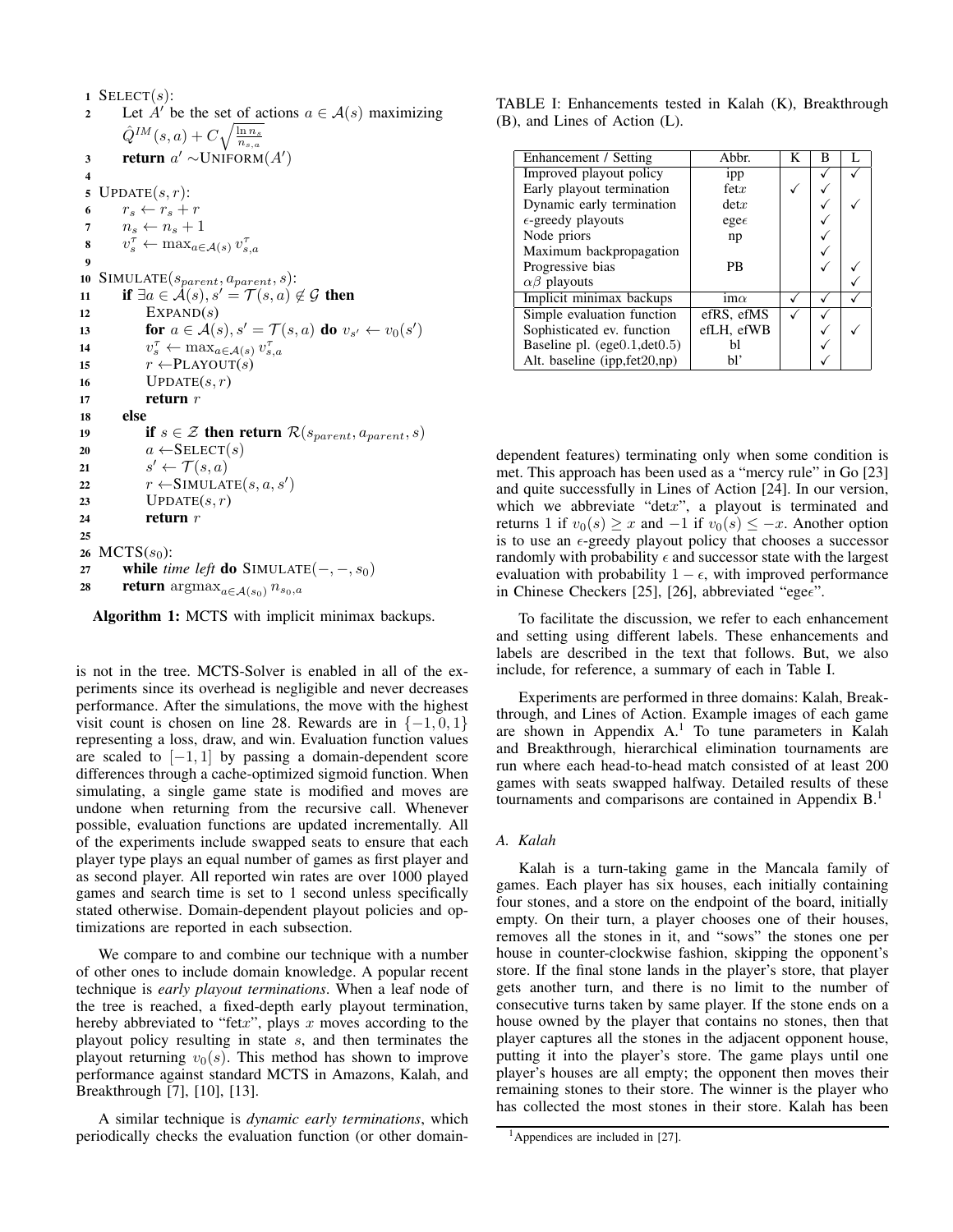```
1  SELECT(s):
2      Let A' be the set of actions a ∈ A(s) maximizing
       Q̂^IM(s,a) + C sqrt(ln n_s / n_{s,a})
3      return a' ~UNIFORM(A')
4
5  UPDATE(s, r):
6      r_s ← r_s + r
7      n_s ← n_s + 1
8      v_s^τ ← max_{a∈A(s)} v_{s,a}^τ
9
10 SIMULATE(s_parent, a_parent, s):
11     if ∃a ∈ A(s), s' = T(s,a) ∉ G then
12         EXPAND(s)
13         for a ∈ A(s), s' = T(s,a) do v_{s'} ← v_0(s')
14         v_s^τ ← max_{a∈A(s)} v_{s,a}^τ
15         r ← PLAYOUT(s)
16         UPDATE(s, r)
17         return r
18     else
19         if s ∈ Z then return R(s_parent, a_parent, s)
20         a ← SELECT(s)
21         s' ← T(s,a)
22         r ← SIMULATE(s, a, s')
23         UPDATE(s, r)
24         return r
25
26 MCTS(s_0):
27     while time left do SIMULATE(−, −, s_0)
28     return argmax_{a∈A(s_0)} n_{s_0,a}
```

**Algorithm 1:** MCTS with implicit minimax backups.

is not in the tree. MCTS-Solver is enabled in all of the experiments since its overhead is negligible and never decreases performance. After the simulations, the move with the highest visit count is chosen on line 28. Rewards are in $\{-1, 0, 1\}$ representing a loss, draw, and win. Evaluation function values are scaled to $[-1, 1]$ by passing a domain-dependent score differences through a cache-optimized sigmoid function. When simulating, a single game state is modified and moves are undone when returning from the recursive call. Whenever possible, evaluation functions are updated incrementally. All of the experiments include swapped seats to ensure that each player type plays an equal number of games as first player and as second player. All reported win rates are over 1000 played games and search time is set to 1 second unless specifically stated otherwise. Domain-dependent playout policies and optimizations are reported in each subsection.

We compare to and combine our technique with a number of other ones to include domain knowledge. A popular recent technique is *early playout terminations*. When a leaf node of the tree is reached, a fixed-depth early playout termination, hereby abbreviated to "fet$x$", plays $x$ moves according to the playout policy resulting in state $s$, and then terminates the playout returning $v_0(s)$. This method has shown to improve performance against standard MCTS in Amazons, Kalah, and Breakthrough [7], [10], [13].

A similar technique is *dynamic early terminations*, which periodically checks the evaluation function (or other domain-dependent features) terminating only when some condition is met. This approach has been used as a "mercy rule" in Go [23] and quite successfully in Lines of Action [24]. In our version, which we abbreviate "det$x$", a playout is terminated and returns 1 if $v_0(s) \geq x$ and $-1$ if $v_0(s) \leq -x$. Another option is to use an $\epsilon$-greedy playout policy that chooses a successor randomly with probability $\epsilon$ and successor state with the largest evaluation with probability $1 - \epsilon$, with improved performance in Chinese Checkers [25], [26], abbreviated "ege$\epsilon$".

TABLE I: Enhancements tested in Kalah (K), Breakthrough (B), and Lines of Action (L).

| Enhancement / Setting | Abbr. | K | B | L |
|---|---|---|---|---|
| Improved playout policy | ipp | | ✓ | ✓ |
| Early playout termination | fet$x$ | ✓ | ✓ | |
| Dynamic early termination | det$x$ | | ✓ | ✓ |
| $\epsilon$-greedy playouts | ege$\epsilon$ | | ✓ | |
| Node priors | np | | ✓ | |
| Maximum backpropagation | | | ✓ | |
| Progressive bias | PB | | ✓ | ✓ |
| $\alpha\beta$ playouts | | | | ✓ |
| Implicit minimax backups | im$\alpha$ | ✓ | ✓ | ✓ |
| Simple evaluation function | efRS, efMS | ✓ | ✓ | |
| Sophisticated ev. function | efLH, efWB | | ✓ | ✓ |
| Baseline pl. (ege0.1,det0.5) | bl | | ✓ | |
| Alt. baseline (ipp,fet20,np) | bl' | | ✓ | |

To facilitate the discussion, we refer to each enhancement and setting using different labels. These enhancements and labels are described in the text that follows. But, we also include, for reference, a summary of each in Table I.

Experiments are performed in three domains: Kalah, Breakthrough, and Lines of Action. Example images of each game are shown in Appendix A.[1] To tune parameters in Kalah and Breakthrough, hierarchical elimination tournaments are run where each head-to-head match consisted of at least 200 games with seats swapped halfway. Detailed results of these tournaments and comparisons are contained in Appendix B.[1]

### A. Kalah

Kalah is a turn-taking game in the Mancala family of games. Each player has six houses, each initially containing four stones, and a store on the endpoint of the board, initially empty. On their turn, a player chooses one of their houses, removes all the stones in it, and "sows" the stones one per house in counter-clockwise fashion, skipping the opponent's store. If the final stone lands in the player's store, that player gets another turn, and there is no limit to the number of consecutive turns taken by same player. If the stone ends on a house owned by the player that contains no stones, then that player captures all the stones in the adjacent opponent house, putting it into the player's store. The game plays until one player's houses are all empty; the opponent then moves their remaining stones to their store. The winner is the player who has collected the most stones in their store. Kalah has been

[1] Appendices are included in [27].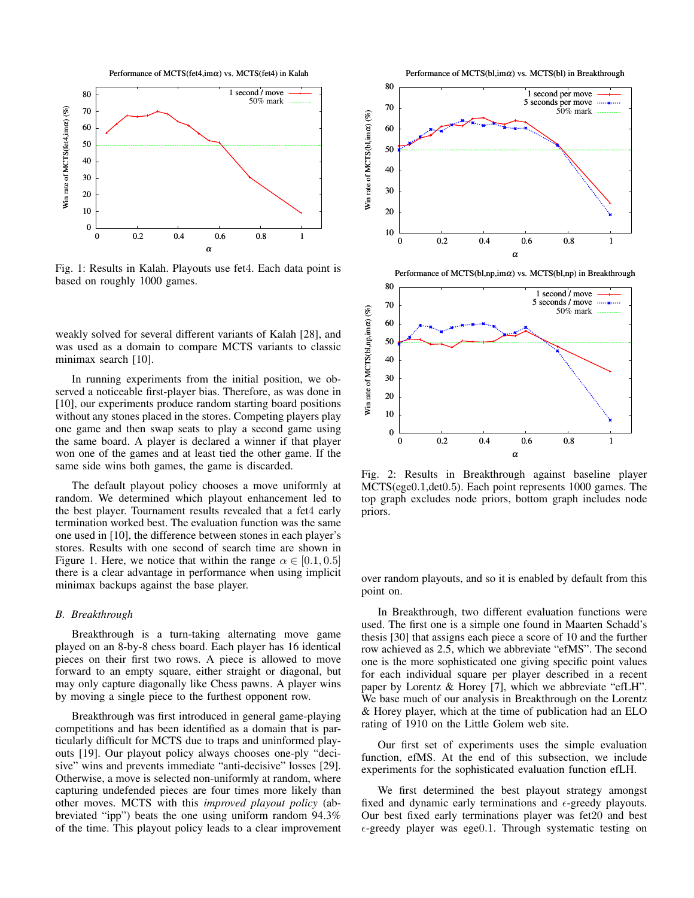Fig. 1: Results in Kalah. Playouts use fet4. Each data point is based on roughly 1000 games.

weakly solved for several different variants of Kalah [28], and was used as a domain to compare MCTS variants to classic minimax search [10].

In running experiments from the initial position, we observed a noticeable first-player bias. Therefore, as was done in [10], our experiments produce random starting board positions without any stones placed in the stores. Competing players play one game and then swap seats to play a second game using the same board. A player is declared a winner if that player won one of the games and at least tied the other game. If the same side wins both games, the game is discarded.

The default playout policy chooses a move uniformly at random. We determined which playout enhancement led to the best player. Tournament results revealed that a fet4 early termination worked best. The evaluation function was the same one used in [10], the difference between stones in each player's stores. Results with one second of search time are shown in Figure 1. Here, we notice that within the range $\alpha \in [0.1, 0.5]$ there is a clear advantage in performance when using implicit minimax backups against the base player.

### B. Breakthrough

Breakthrough is a turn-taking alternating move game played on an 8-by-8 chess board. Each player has 16 identical pieces on their first two rows. A piece is allowed to move forward to an empty square, either straight or diagonal, but may only capture diagonally like Chess pawns. A player wins by moving a single piece to the furthest opponent row.

Breakthrough was first introduced in general game-playing competitions and has been identified as a domain that is particularly difficult for MCTS due to traps and uninformed playouts [19]. Our playout policy always chooses one-ply "decisive" wins and prevents immediate "anti-decisive" losses [29]. Otherwise, a move is selected non-uniformly at random, where capturing undefended pieces are four times more likely than other moves. MCTS with this *improved playout policy* (abbreviated "ipp") beats the one using uniform random 94.3% of the time. This playout policy leads to a clear improvement over random playouts, and so it is enabled by default from this point on.

Fig. 2: Results in Breakthrough against baseline player MCTS(ege0.1,det0.5). Each point represents 1000 games. The top graph excludes node priors, bottom graph includes node priors.

In Breakthrough, two different evaluation functions were used. The first one is a simple one found in Maarten Schadd's thesis [30] that assigns each piece a score of 10 and the further row achieved as 2.5, which we abbreviate "efMS". The second one is the more sophisticated one giving specific point values for each individual square per player described in a recent paper by Lorentz & Horey [7], which we abbreviate "efLH". We base much of our analysis in Breakthrough on the Lorentz & Horey player, which at the time of publication had an ELO rating of 1910 on the Little Golem web site.

Our first set of experiments uses the simple evaluation function, efMS. At the end of this subsection, we include experiments for the sophisticated evaluation function efLH.

We first determined the best playout strategy amongst fixed and dynamic early terminations and $\epsilon$-greedy playouts. Our best fixed early terminations player was fet20 and best $\epsilon$-greedy player was ege0.1. Through systematic testing on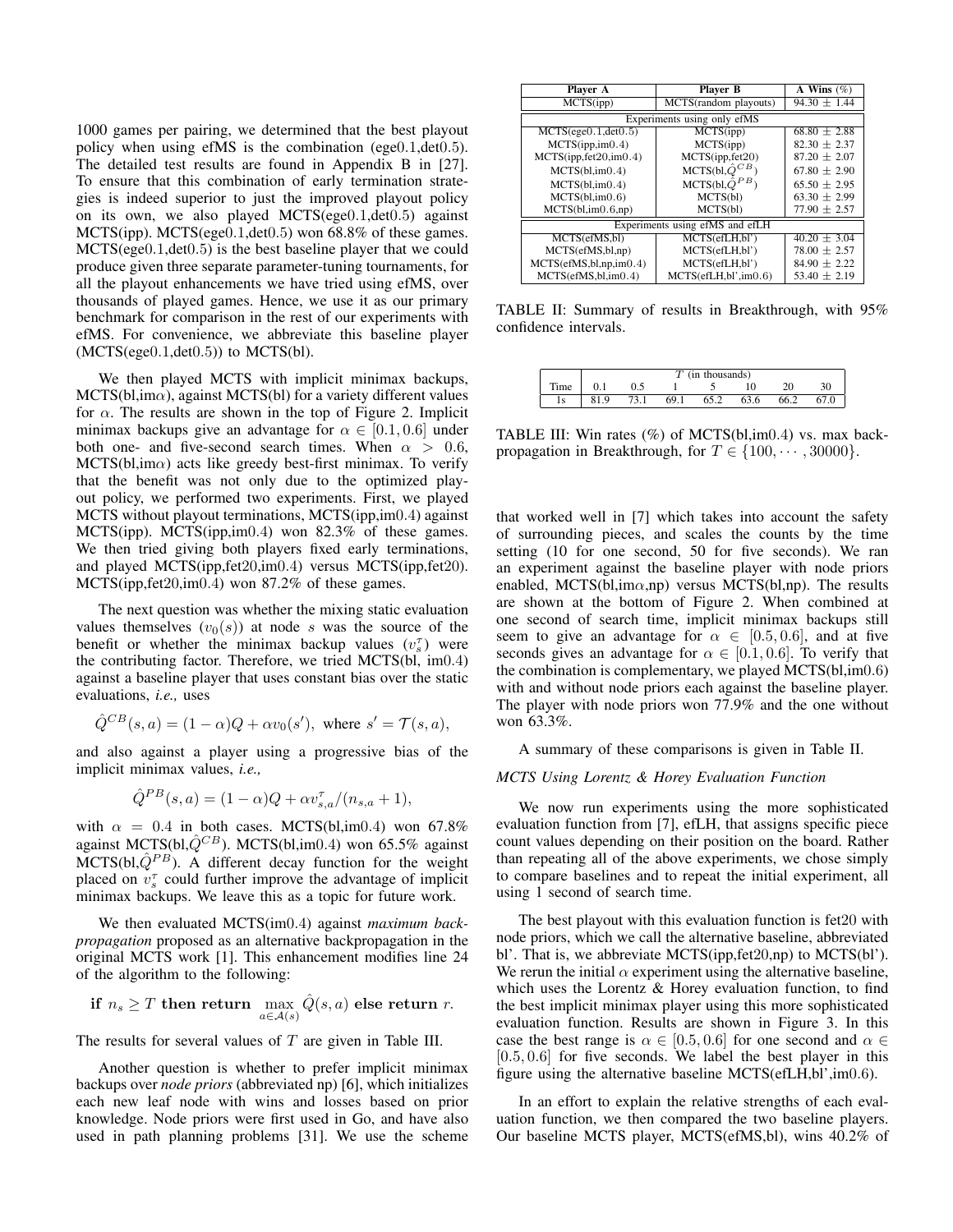1000 games per pairing, we determined that the best playout policy when using efMS is the combination (ege0.1,det0.5). The detailed test results are found in Appendix B in [27]. To ensure that this combination of early termination strategies is indeed superior to just the improved playout policy on its own, we also played MCTS(ege0.1,det0.5) against MCTS(ipp). MCTS(ege0.1,det0.5) won 68.8% of these games. MCTS(ege0.1,det0.5) is the best baseline player that we could produce given three separate parameter-tuning tournaments, for all the playout enhancements we have tried using efMS, over thousands of played games. Hence, we use it as our primary benchmark for comparison in the rest of our experiments with efMS. For convenience, we abbreviate this baseline player (MCTS(ege0.1,det0.5)) to MCTS(bl).

We then played MCTS with implicit minimax backups, MCTS(bl,im$\alpha$), against MCTS(bl) for a variety different values for $\alpha$. The results are shown in the top of Figure 2. Implicit minimax backups give an advantage for $\alpha \in [0.1, 0.6]$ under both one- and five-second search times. When $\alpha > 0.6$, MCTS(bl,im$\alpha$) acts like greedy best-first minimax. To verify that the benefit was not only due to the optimized playout policy, we performed two experiments. First, we played MCTS without playout terminations, MCTS(ipp,im0.4) against MCTS(ipp). MCTS(ipp,im0.4) won 82.3% of these games. We then tried giving both players fixed early terminations, and played MCTS(ipp,fet20,im0.4) versus MCTS(ipp,fet20). MCTS(ipp,fet20,im0.4) won 87.2% of these games.

The next question was whether the mixing static evaluation values themselves ($v_0(s)$) at node $s$ was the source of the benefit or whether the minimax backup values ($v^\tau_s$) were the contributing factor. Therefore, we tried MCTS(bl, im0.4) against a baseline player that uses constant bias over the static evaluations, *i.e.,* uses

$$\hat{Q}^{CB}(s,a) = (1-\alpha)Q + \alpha v_0(s'), \text{ where } s' = \mathcal{T}(s,a),$$

and also against a player using a progressive bias of the implicit minimax values, *i.e.,*

$$\hat{Q}^{PB}(s,a) = (1-\alpha)Q + \alpha v^\tau_{s,a}/(n_{s,a}+1),$$

with $\alpha = 0.4$ in both cases. MCTS(bl,im0.4) won 67.8% against MCTS(bl,$\hat{Q}^{CB}$). MCTS(bl,im0.4) won 65.5% against MCTS(bl,$\hat{Q}^{PB}$). A different decay function for the weight placed on $v^\tau_s$ could further improve the advantage of implicit minimax backups. We leave this as a topic for future work.

We then evaluated MCTS(im0.4) against *maximum backpropagation* proposed as an alternative backpropagation in the original MCTS work [1]. This enhancement modifies line 24 of the algorithm to the following:

$$\textbf{if } n_s \geq T \textbf{ then return } \max_{a \in \mathcal{A}(s)} \hat{Q}(s,a) \textbf{ else return } r.$$

The results for several values of $T$ are given in Table III.

Another question is whether to prefer implicit minimax backups over *node priors* (abbreviated np) [6], which initializes each new leaf node with wins and losses based on prior knowledge. Node priors were first used in Go, and have also used in path planning problems [31]. We use the scheme that worked well in [7] which takes into account the safety of surrounding pieces, and scales the counts by the time setting (10 for one second, 50 for five seconds). We ran an experiment against the baseline player with node priors enabled, MCTS(bl,im$\alpha$,np) versus MCTS(bl,np). The results are shown at the bottom of Figure 2. When combined at one second of search time, implicit minimax backups still seem to give an advantage for $\alpha \in [0.5, 0.6]$, and at five seconds gives an advantage for $\alpha \in [0.1, 0.6]$. To verify that the combination is complementary, we played MCTS(bl,im0.6) with and without node priors each against the baseline player. The player with node priors won 77.9% and the one without won 63.3%.

A summary of these comparisons is given in Table II.

| Player A | Player B | A Wins (%) |
|---|---|---|
| MCTS(ipp) | MCTS(random playouts) | 94.30 ± 1.44 |
| Experiments using only efMS | | |
| MCTS(ege0.1,det0.5) | MCTS(ipp) | 68.80 ± 2.88 |
| MCTS(ipp,im0.4) | MCTS(ipp) | 82.30 ± 2.37 |
| MCTS(ipp,fet20,im0.4) | MCTS(ipp,fet20) | 87.20 ± 2.07 |
| MCTS(bl,im0.4) | MCTS(bl,$\hat{Q}^{CB}$) | 67.80 ± 2.90 |
| MCTS(bl,im0.4) | MCTS(bl,$\hat{Q}^{PB}$) | 65.50 ± 2.95 |
| MCTS(bl,im0.6) | MCTS(bl) | 63.30 ± 2.99 |
| MCTS(bl,im0.6,np) | MCTS(bl) | 77.90 ± 2.57 |
| Experiments using efMS and efLH | | |
| MCTS(efMS,bl) | MCTS(efLH,bl') | 40.20 ± 3.04 |
| MCTS(efMS,bl,np) | MCTS(efLH,bl') | 78.00 ± 2.57 |
| MCTS(efMS,bl,np,im0.4) | MCTS(efLH,bl') | 84.90 ± 2.22 |
| MCTS(efMS,bl,im0.4) | MCTS(efLH,bl',im0.6) | 53.40 ± 2.19 |

TABLE II: Summary of results in Breakthrough, with 95% confidence intervals.

| | $T$ (in thousands) | | | | | | |
|---|---|---|---|---|---|---|---|
| Time | 0.1 | 0.5 | 1 | 5 | 10 | 20 | 30 |
| 1s | 81.9 | 73.1 | 69.1 | 65.2 | 63.6 | 66.2 | 67.0 |

TABLE III: Win rates (%) of MCTS(bl,im0.4) vs. max backpropagation in Breakthrough, for $T \in \{100, \cdots, 30000\}$.

*MCTS Using Lorentz & Horey Evaluation Function*

We now run experiments using the more sophisticated evaluation function from [7], efLH, that assigns specific piece count values depending on their position on the board. Rather than repeating all of the above experiments, we chose simply to compare baselines and to repeat the initial experiment, all using 1 second of search time.

The best playout with this evaluation function is fet20 with node priors, which we call the alternative baseline, abbreviated bl'. That is, we abbreviate MCTS(ipp,fet20,np) to MCTS(bl'). We rerun the initial $\alpha$ experiment using the alternative baseline, which uses the Lorentz & Horey evaluation function, to find the best implicit minimax player using this more sophisticated evaluation function. Results are shown in Figure 3. In this case the best range is $\alpha \in [0.5, 0.6]$ for one second and $\alpha \in [0.5, 0.6]$ for five seconds. We label the best player in this figure using the alternative baseline MCTS(efLH,bl',im0.6).

In an effort to explain the relative strengths of each evaluation function, we then compared the two baseline players. Our baseline MCTS player, MCTS(efMS,bl), wins 40.2% of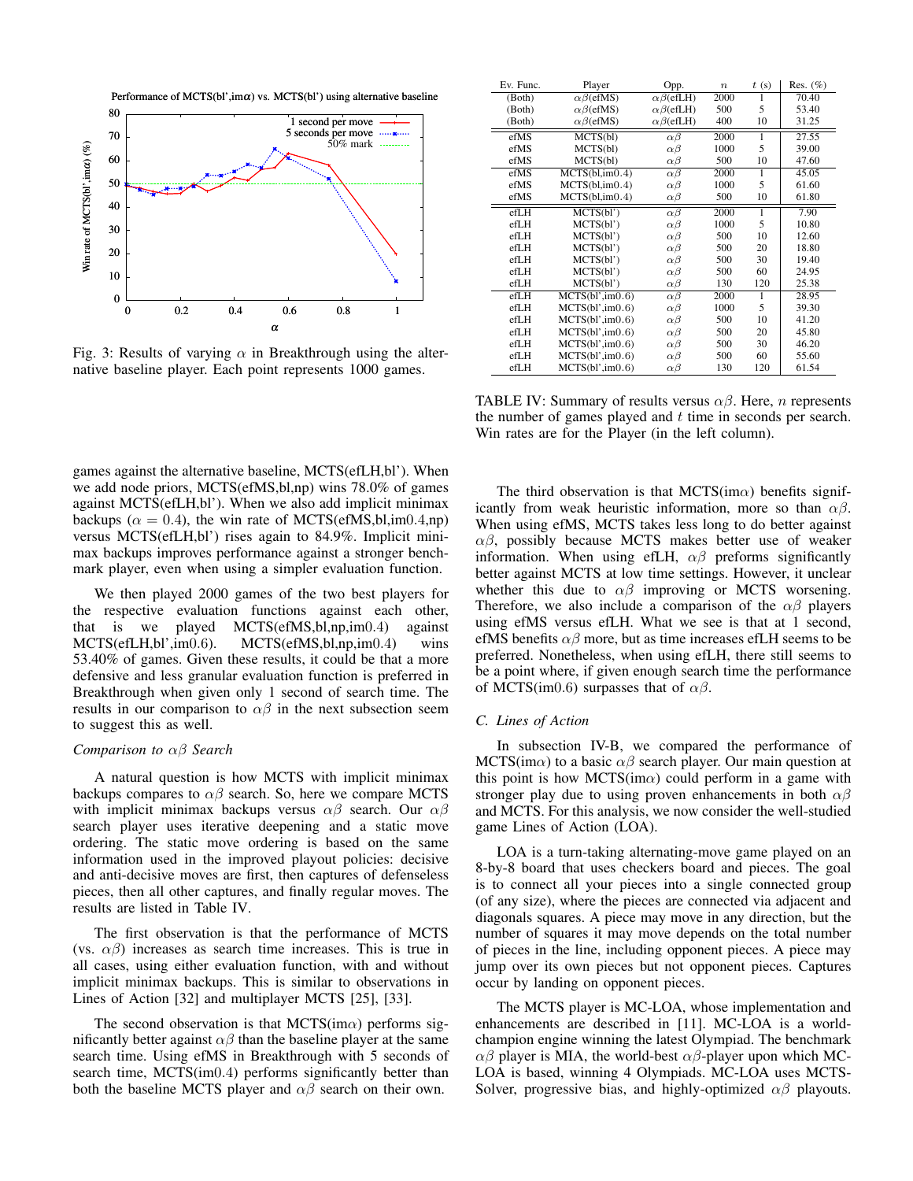Fig. 3: Results of varying $\alpha$ in Breakthrough using the alternative baseline player. Each point represents 1000 games.

| Ev. Func. | Player | Opp. | $n$ | $t$ (s) | Res. (%) |
|---|---|---|---|---|---|
| (Both) | $\alpha\beta$(efMS) | $\alpha\beta$(efLH) | 2000 | 1 | 70.40 |
| (Both) | $\alpha\beta$(efMS) | $\alpha\beta$(efLH) | 500 | 5 | 53.40 |
| (Both) | $\alpha\beta$(efMS) | $\alpha\beta$(efLH) | 400 | 10 | 31.25 |
| efMS | MCTS(bl) | $\alpha\beta$ | 2000 | 1 | 27.55 |
| efMS | MCTS(bl) | $\alpha\beta$ | 1000 | 5 | 39.00 |
| efMS | MCTS(bl) | $\alpha\beta$ | 500 | 10 | 47.60 |
| efMS | MCTS(bl,im0.4) | $\alpha\beta$ | 2000 | 1 | 45.05 |
| efMS | MCTS(bl,im0.4) | $\alpha\beta$ | 1000 | 5 | 61.60 |
| efMS | MCTS(bl,im0.4) | $\alpha\beta$ | 500 | 10 | 61.80 |
| efLH | MCTS(bl') | $\alpha\beta$ | 2000 | 1 | 7.90 |
| efLH | MCTS(bl') | $\alpha\beta$ | 1000 | 5 | 10.80 |
| efLH | MCTS(bl') | $\alpha\beta$ | 500 | 10 | 12.60 |
| efLH | MCTS(bl') | $\alpha\beta$ | 500 | 20 | 18.80 |
| efLH | MCTS(bl') | $\alpha\beta$ | 500 | 30 | 19.40 |
| efLH | MCTS(bl') | $\alpha\beta$ | 500 | 60 | 24.95 |
| efLH | MCTS(bl') | $\alpha\beta$ | 130 | 120 | 25.38 |
| efLH | MCTS(bl',im0.6) | $\alpha\beta$ | 2000 | 1 | 28.95 |
| efLH | MCTS(bl',im0.6) | $\alpha\beta$ | 1000 | 5 | 39.30 |
| efLH | MCTS(bl',im0.6) | $\alpha\beta$ | 500 | 10 | 41.20 |
| efLH | MCTS(bl',im0.6) | $\alpha\beta$ | 500 | 20 | 45.80 |
| efLH | MCTS(bl',im0.6) | $\alpha\beta$ | 500 | 30 | 46.20 |
| efLH | MCTS(bl',im0.6) | $\alpha\beta$ | 500 | 60 | 55.60 |
| efLH | MCTS(bl',im0.6) | $\alpha\beta$ | 130 | 120 | 61.54 |

TABLE IV: Summary of results versus $\alpha\beta$. Here, $n$ represents the number of games played and $t$ time in seconds per search. Win rates are for the Player (in the left column).

games against the alternative baseline, MCTS(efLH,bl'). When we add node priors, MCTS(efMS,bl,np) wins 78.0% of games against MCTS(efLH,bl'). When we also add implicit minimax backups ($\alpha = 0.4$), the win rate of MCTS(efMS,bl,im0.4,np) versus MCTS(efLH,bl') rises again to 84.9%. Implicit minimax backups improves performance against a stronger benchmark player, even when using a simpler evaluation function.

We then played 2000 games of the two best players for the respective evaluation functions against each other, that is we played MCTS(efMS,bl,np,im0.4) against MCTS(efLH,bl',im0.6). MCTS(efMS,bl,np,im0.4) wins 53.40% of games. Given these results, it could be that a more defensive and less granular evaluation function is preferred in Breakthrough when given only 1 second of search time. The results in our comparison to $\alpha\beta$ in the next subsection seem to suggest this as well.

*Comparison to $\alpha\beta$ Search*

A natural question is how MCTS with implicit minimax backups compares to $\alpha\beta$ search. So, here we compare MCTS with implicit minimax backups versus $\alpha\beta$ search. Our $\alpha\beta$ search player uses iterative deepening and a static move ordering. The static move ordering is based on the same information used in the improved playout policies: decisive and anti-decisive moves are first, then captures of defenseless pieces, then all other captures, and finally regular moves. The results are listed in Table IV.

The first observation is that the performance of MCTS (vs. $\alpha\beta$) increases as search time increases. This is true in all cases, using either evaluation function, with and without implicit minimax backups. This is similar to observations in Lines of Action [32] and multiplayer MCTS [25], [33].

The second observation is that MCTS(im$\alpha$) performs significantly better against $\alpha\beta$ than the baseline player at the same search time. Using efMS in Breakthrough with 5 seconds of search time, MCTS(im0.4) performs significantly better than both the baseline MCTS player and $\alpha\beta$ search on their own.

The third observation is that MCTS(im$\alpha$) benefits significantly from weak heuristic information, more so than $\alpha\beta$. When using efMS, MCTS takes less long to do better against $\alpha\beta$, possibly because MCTS makes better use of weaker information. When using efLH, $\alpha\beta$ preforms significantly better against MCTS at low time settings. However, it unclear whether this due to $\alpha\beta$ improving or MCTS worsening. Therefore, we also include a comparison of the $\alpha\beta$ players using efMS versus efLH. What we see is that at 1 second, efMS benefits $\alpha\beta$ more, but as time increases efLH seems to be preferred. Nonetheless, when using efLH, there still seems to be a point where, if given enough search time the performance of MCTS(im0.6) surpasses that of $\alpha\beta$.

### C. Lines of Action

In subsection IV-B, we compared the performance of MCTS(im$\alpha$) to a basic $\alpha\beta$ search player. Our main question at this point is how MCTS(im$\alpha$) could perform in a game with stronger play due to using proven enhancements in both $\alpha\beta$ and MCTS. For this analysis, we now consider the well-studied game Lines of Action (LOA).

LOA is a turn-taking alternating-move game played on an 8-by-8 board that uses checkers board and pieces. The goal is to connect all your pieces into a single connected group (of any size), where the pieces are connected via adjacent and diagonals squares. A piece may move in any direction, but the number of squares it may move depends on the total number of pieces in the line, including opponent pieces. A piece may jump over its own pieces but not opponent pieces. Captures occur by landing on opponent pieces.

The MCTS player is MC-LOA, whose implementation and enhancements are described in [11]. MC-LOA is a world-champion engine winning the latest Olympiad. The benchmark $\alpha\beta$ player is MIA, the world-best $\alpha\beta$-player upon which MC-LOA is based, winning 4 Olympiads. MC-LOA uses MCTS-Solver, progressive bias, and highly-optimized $\alpha\beta$ playouts.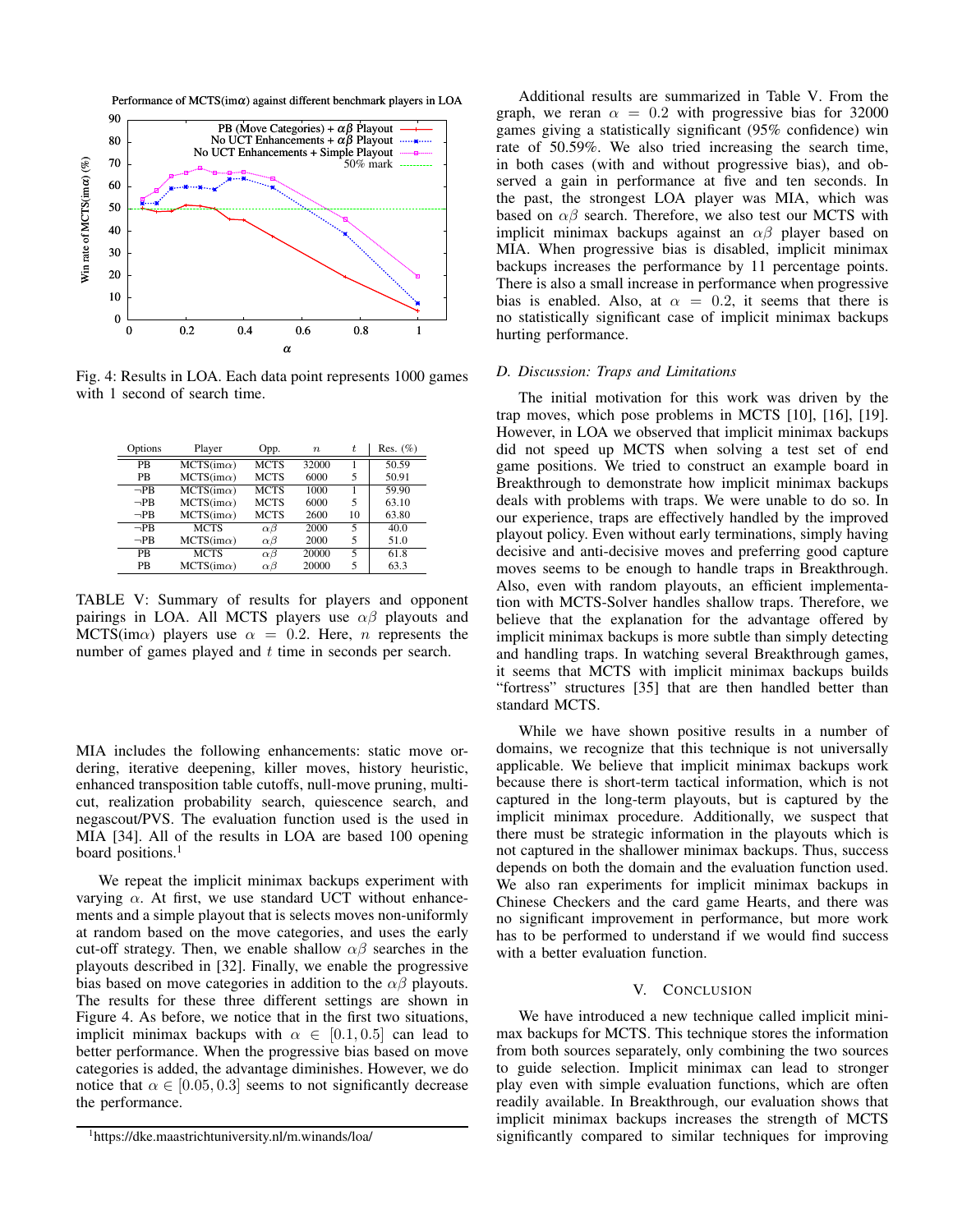Performance of MCTS(im$\alpha$) against different benchmark players in LOA

PB (Move Categories) + $\alpha\beta$ Playout
No UCT Enhancements + $\alpha\beta$ Playout
No UCT Enhancements + Simple Playout
50% mark

Win rate of MCTS(im$\alpha$) (%)

0, 10, 20, 30, 40, 50, 60, 70, 80, 90

0, 0.2, 0.4, 0.6, 0.8, 1

$\alpha$

Fig. 4: Results in LOA. Each data point represents 1000 games with 1 second of search time.

| Options | Player | Opp. | $n$ | $t$ | Res. (%) |
|---|---|---|---|---|---|
| PB | MCTS(im$\alpha$) | MCTS | 32000 | 1 | 50.59 |
| PB | MCTS(im$\alpha$) | MCTS | 6000 | 5 | 50.91 |
| ¬PB | MCTS(im$\alpha$) | MCTS | 1000 | 1 | 59.90 |
| ¬PB | MCTS(im$\alpha$) | MCTS | 6000 | 5 | 63.10 |
| ¬PB | MCTS(im$\alpha$) | MCTS | 2600 | 10 | 63.80 |
| ¬PB | MCTS | $\alpha\beta$ | 2000 | 5 | 40.0 |
| ¬PB | MCTS(im$\alpha$) | $\alpha\beta$ | 2000 | 5 | 51.0 |
| PB | MCTS | $\alpha\beta$ | 20000 | 5 | 61.8 |
| PB | MCTS(im$\alpha$) | $\alpha\beta$ | 20000 | 5 | 63.3 |

TABLE V: Summary of results for players and opponent pairings in LOA. All MCTS players use $\alpha\beta$ playouts and MCTS(im$\alpha$) players use $\alpha = 0.2$. Here, $n$ represents the number of games played and $t$ time in seconds per search.

MIA includes the following enhancements: static move ordering, iterative deepening, killer moves, history heuristic, enhanced transposition table cutoffs, null-move pruning, multi-cut, realization probability search, quiescence search, and negascout/PVS. The evaluation function used is the used in MIA [34]. All of the results in LOA are based 100 opening board positions.[1]

We repeat the implicit minimax backups experiment with varying $\alpha$. At first, we use standard UCT without enhancements and a simple playout that is selects moves non-uniformly at random based on the move categories, and uses the early cut-off strategy. Then, we enable shallow $\alpha\beta$ searches in the playouts described in [32]. Finally, we enable the progressive bias based on move categories in addition to the $\alpha\beta$ playouts. The results for these three different settings are shown in Figure 4. As before, we notice that in the first two situations, implicit minimax backups with $\alpha \in [0.1, 0.5]$ can lead to better performance. When the progressive bias based on move categories is added, the advantage diminishes. However, we do notice that $\alpha \in [0.05, 0.3]$ seems to not significantly decrease the performance.

[1]https://dke.maastrichtuniversity.nl/m.winands/loa/

Additional results are summarized in Table V. From the graph, we reran $\alpha = 0.2$ with progressive bias for 32000 games giving a statistically significant (95% confidence) win rate of 50.59%. We also tried increasing the search time, in both cases (with and without progressive bias), and observed a gain in performance at five and ten seconds. In the past, the strongest LOA player was MIA, which was based on $\alpha\beta$ search. Therefore, we also test our MCTS with implicit minimax backups against an $\alpha\beta$ player based on MIA. When progressive bias is disabled, implicit minimax backups increases the performance by 11 percentage points. There is also a small increase in performance when progressive bias is enabled. Also, at $\alpha = 0.2$, it seems that there is no statistically significant case of implicit minimax backups hurting performance.

### D. Discussion: Traps and Limitations

The initial motivation for this work was driven by the trap moves, which pose problems in MCTS [10], [16], [19]. However, in LOA we observed that implicit minimax backups did not speed up MCTS when solving a test set of end game positions. We tried to construct an example board in Breakthrough to demonstrate how implicit minimax backups deals with problems with traps. We were unable to do so. In our experience, traps are effectively handled by the improved playout policy. Even without early terminations, simply having decisive and anti-decisive moves and preferring good capture moves seems to be enough to handle traps in Breakthrough. Also, even with random playouts, an efficient implementation with MCTS-Solver handles shallow traps. Therefore, we believe that the explanation for the advantage offered by implicit minimax backups is more subtle than simply detecting and handling traps. In watching several Breakthrough games, it seems that MCTS with implicit minimax backups builds "fortress" structures [35] that are then handled better than standard MCTS.

While we have shown positive results in a number of domains, we recognize that this technique is not universally applicable. We believe that implicit minimax backups work because there is short-term tactical information, which is not captured in the long-term playouts, but is captured by the implicit minimax procedure. Additionally, we suspect that there must be strategic information in the playouts which is not captured in the shallower minimax backups. Thus, success depends on both the domain and the evaluation function used. We also ran experiments for implicit minimax backups in Chinese Checkers and the card game Hearts, and there was no significant improvement in performance, but more work has to be performed to understand if we would find success with a better evaluation function.

## V. Conclusion

We have introduced a new technique called implicit minimax backups for MCTS. This technique stores the information from both sources separately, only combining the two sources to guide selection. Implicit minimax can lead to stronger play even with simple evaluation functions, which are often readily available. In Breakthrough, our evaluation shows that implicit minimax backups increases the strength of MCTS significantly compared to similar techniques for improving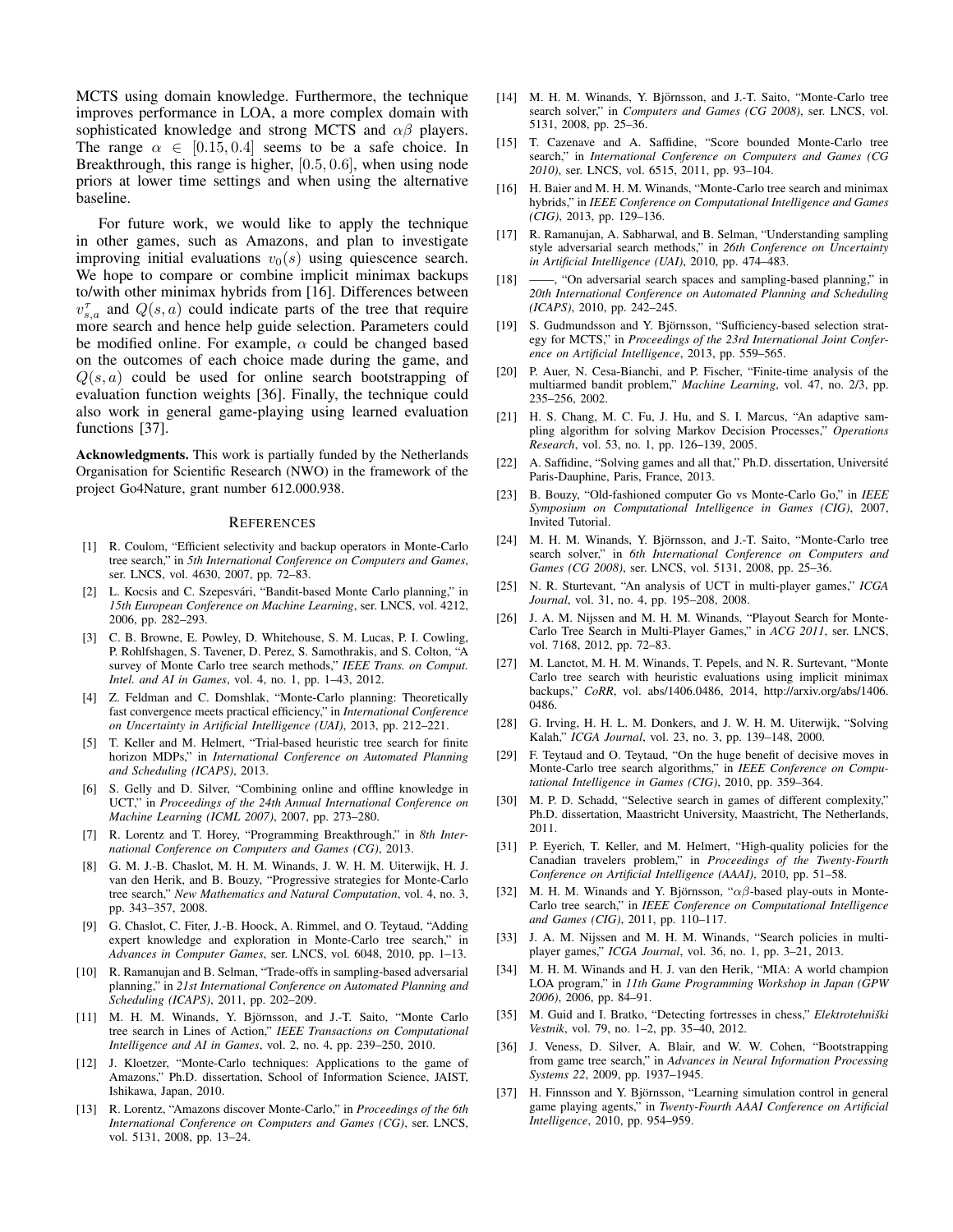MCTS using domain knowledge. Furthermore, the technique improves performance in LOA, a more complex domain with sophisticated knowledge and strong MCTS and $\alpha\beta$ players. The range $\alpha \in [0.15, 0.4]$ seems to be a safe choice. In Breakthrough, this range is higher, $[0.5, 0.6]$, when using node priors at lower time settings and when using the alternative baseline.

For future work, we would like to apply the technique in other games, such as Amazons, and plan to investigate improving initial evaluations $v_0(s)$ using quiescence search. We hope to compare or combine implicit minimax backups to/with other minimax hybrids from [16]. Differences between $v^{\tau}_{s,a}$ and $Q(s,a)$ could indicate parts of the tree that require more search and hence help guide selection. Parameters could be modified online. For example, $\alpha$ could be changed based on the outcomes of each choice made during the game, and $Q(s,a)$ could be used for online search bootstrapping of evaluation function weights [36]. Finally, the technique could also work in general game-playing using learned evaluation functions [37].

**Acknowledgments.** This work is partially funded by the Netherlands Organisation for Scientific Research (NWO) in the framework of the project Go4Nature, grant number 612.000.938.

## References

[1] R. Coulom, "Efficient selectivity and backup operators in Monte-Carlo tree search," in *5th International Conference on Computers and Games*, ser. LNCS, vol. 4630, 2007, pp. 72–83.

[2] L. Kocsis and C. Szepesvári, "Bandit-based Monte Carlo planning," in *15th European Conference on Machine Learning*, ser. LNCS, vol. 4212, 2006, pp. 282–293.

[3] C. B. Browne, E. Powley, D. Whitehouse, S. M. Lucas, P. I. Cowling, P. Rohlfshagen, S. Tavener, D. Perez, S. Samothrakis, and S. Colton, "A survey of Monte Carlo tree search methods," *IEEE Trans. on Comput. Intel. and AI in Games*, vol. 4, no. 1, pp. 1–43, 2012.

[4] Z. Feldman and C. Domshlak, "Monte-Carlo planning: Theoretically fast convergence meets practical efficiency," in *International Conference on Uncertainty in Artificial Intelligence (UAI)*, 2013, pp. 212–221.

[5] T. Keller and M. Helmert, "Trial-based heuristic tree search for finite horizon MDPs," in *International Conference on Automated Planning and Scheduling (ICAPS)*, 2013.

[6] S. Gelly and D. Silver, "Combining online and offline knowledge in UCT," in *Proceedings of the 24th Annual International Conference on Machine Learning (ICML 2007)*, 2007, pp. 273–280.

[7] R. Lorentz and T. Horey, "Programming Breakthrough," in *8th International Conference on Computers and Games (CG)*, 2013.

[8] G. M. J.-B. Chaslot, M. H. M. Winands, J. W. H. M. Uiterwijk, H. J. van den Herik, and B. Bouzy, "Progressive strategies for Monte-Carlo tree search," *New Mathematics and Natural Computation*, vol. 4, no. 3, pp. 343–357, 2008.

[9] G. Chaslot, C. Fiter, J.-B. Hoock, A. Rimmel, and O. Teytaud, "Adding expert knowledge and exploration in Monte-Carlo tree search," in *Advances in Computer Games*, ser. LNCS, vol. 6048, 2010, pp. 1–13.

[10] R. Ramanujan and B. Selman, "Trade-offs in sampling-based adversarial planning," in *21st International Conference on Automated Planning and Scheduling (ICAPS)*, 2011, pp. 202–209.

[11] M. H. M. Winands, Y. Björnsson, and J.-T. Saito, "Monte Carlo tree search in Lines of Action," *IEEE Transactions on Computational Intelligence and AI in Games*, vol. 2, no. 4, pp. 239–250, 2010.

[12] J. Kloetzer, "Monte-Carlo techniques: Applications to the game of Amazons," Ph.D. dissertation, School of Information Science, JAIST, Ishikawa, Japan, 2010.

[13] R. Lorentz, "Amazons discover Monte-Carlo," in *Proceedings of the 6th International Conference on Computers and Games (CG)*, ser. LNCS, vol. 5131, 2008, pp. 13–24.

[14] M. H. M. Winands, Y. Björnsson, and J.-T. Saito, "Monte-Carlo tree search solver," in *Computers and Games (CG 2008)*, ser. LNCS, vol. 5131, 2008, pp. 25–36.

[15] T. Cazenave and A. Saffidine, "Score bounded Monte-Carlo tree search," in *International Conference on Computers and Games (CG 2010)*, ser. LNCS, vol. 6515, 2011, pp. 93–104.

[16] H. Baier and M. H. M. Winands, "Monte-Carlo tree search and minimax hybrids," in *IEEE Conference on Computational Intelligence and Games (CIG)*, 2013, pp. 129–136.

[17] R. Ramanujan, A. Sabharwal, and B. Selman, "Understanding sampling style adversarial search methods," in *26th Conference on Uncertainty in Artificial Intelligence (UAI)*, 2010, pp. 474–483.

[18] ——, "On adversarial search spaces and sampling-based planning," in *20th International Conference on Automated Planning and Scheduling (ICAPS)*, 2010, pp. 242–245.

[19] S. Gudmundsson and Y. Björnsson, "Sufficiency-based selection strategy for MCTS," in *Proceedings of the 23rd International Joint Conference on Artificial Intelligence*, 2013, pp. 559–565.

[20] P. Auer, N. Cesa-Bianchi, and P. Fischer, "Finite-time analysis of the multiarmed bandit problem," *Machine Learning*, vol. 47, no. 2/3, pp. 235–256, 2002.

[21] H. S. Chang, M. C. Fu, J. Hu, and S. I. Marcus, "An adaptive sampling algorithm for solving Markov Decision Processes," *Operations Research*, vol. 53, no. 1, pp. 126–139, 2005.

[22] A. Saffidine, "Solving games and all that," Ph.D. dissertation, Université Paris-Dauphine, Paris, France, 2013.

[23] B. Bouzy, "Old-fashioned computer Go vs Monte-Carlo Go," in *IEEE Symposium on Computational Intelligence in Games (CIG)*, 2007, Invited Tutorial.

[24] M. H. M. Winands, Y. Björnsson, and J.-T. Saito, "Monte-Carlo tree search solver," in *6th International Conference on Computers and Games (CG 2008)*, ser. LNCS, vol. 5131, 2008, pp. 25–36.

[25] N. R. Sturtevant, "An analysis of UCT in multi-player games," *ICGA Journal*, vol. 31, no. 4, pp. 195–208, 2008.

[26] J. A. M. Nijssen and M. H. M. Winands, "Playout Search for Monte-Carlo Tree Search in Multi-Player Games," in *ACG 2011*, ser. LNCS, vol. 7168, 2012, pp. 72–83.

[27] M. Lanctot, M. H. M. Winands, T. Pepels, and N. R. Surtevant, "Monte Carlo tree search with heuristic evaluations using implicit minimax backups," *CoRR*, vol. abs/1406.0486, 2014, http://arxiv.org/abs/1406.0486.

[28] G. Irving, H. H. L. M. Donkers, and J. W. H. M. Uiterwijk, "Solving Kalah," *ICGA Journal*, vol. 23, no. 3, pp. 139–148, 2000.

[29] F. Teytaud and O. Teytaud, "On the huge benefit of decisive moves in Monte-Carlo tree search algorithms," in *IEEE Conference on Computational Intelligence in Games (CIG)*, 2010, pp. 359–364.

[30] M. P. D. Schadd, "Selective search in games of different complexity," Ph.D. dissertation, Maastricht University, Maastricht, The Netherlands, 2011.

[31] P. Eyerich, T. Keller, and M. Helmert, "High-quality policies for the Canadian travelers problem," in *Proceedings of the Twenty-Fourth Conference on Artificial Intelligence (AAAI)*, 2010, pp. 51–58.

[32] M. H. M. Winands and Y. Björnsson, "$\alpha\beta$-based play-outs in Monte-Carlo tree search," in *IEEE Conference on Computational Intelligence and Games (CIG)*, 2011, pp. 110–117.

[33] J. A. M. Nijssen and M. H. M. Winands, "Search policies in multi-player games," *ICGA Journal*, vol. 36, no. 1, pp. 3–21, 2013.

[34] M. H. M. Winands and H. J. van den Herik, "MIA: A world champion LOA program," in *11th Game Programming Workshop in Japan (GPW 2006)*, 2006, pp. 84–91.

[35] M. Guid and I. Bratko, "Detecting fortresses in chess," *Elektrotehniški Vestnik*, vol. 79, no. 1–2, pp. 35–40, 2012.

[36] J. Veness, D. Silver, A. Blair, and W. W. Cohen, "Bootstrapping from game tree search," in *Advances in Neural Information Processing Systems 22*, 2009, pp. 1937–1945.

[37] H. Finnsson and Y. Björnsson, "Learning simulation control in general game playing agents," in *Twenty-Fourth AAAI Conference on Artificial Intelligence*, 2010, pp. 954–959.